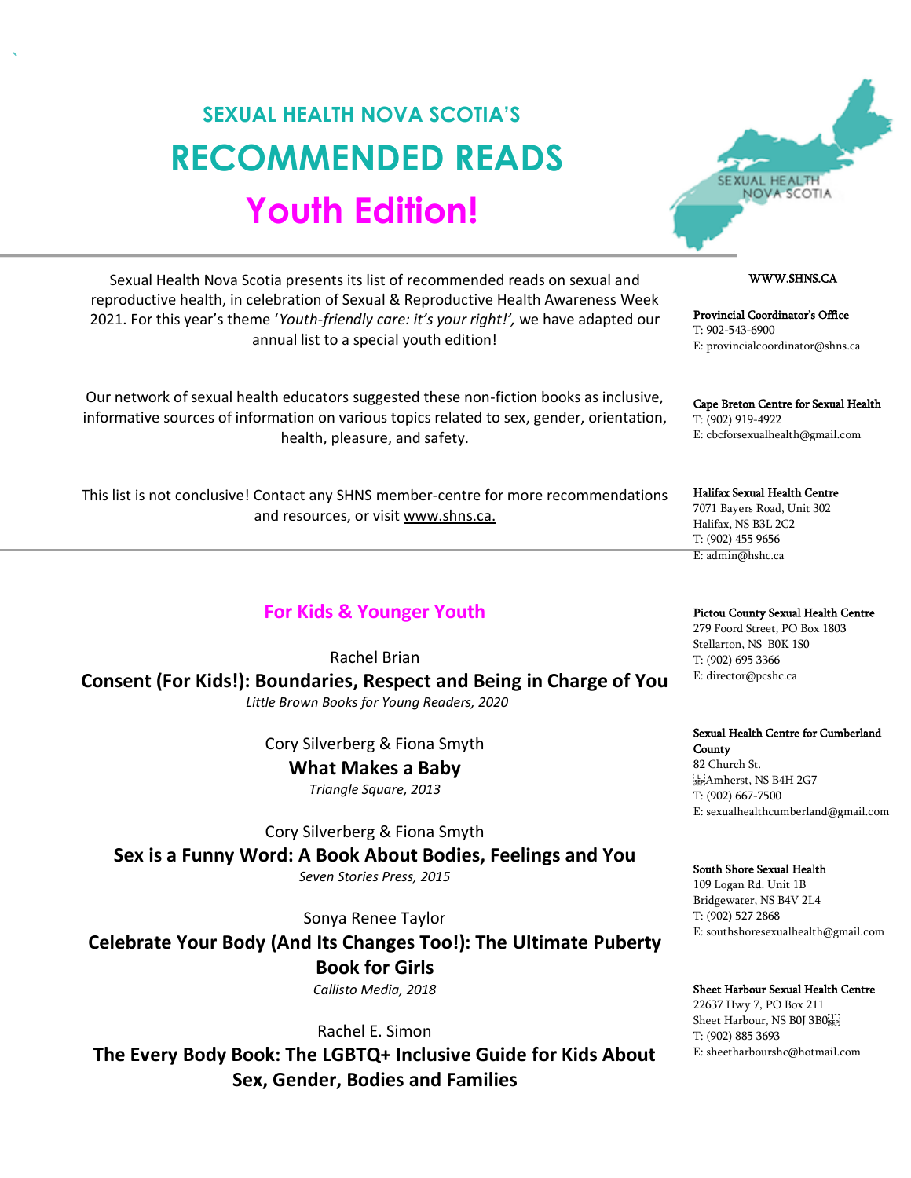## SEXUAL HEALTH NOVA SCOTIA'S

# RECOMMENDED READS

# Youth Edition!

Sexual Health Nova Scotia presents its list of recommended reads on sexual and reproductive health, in celebration of Sexual & Reproductive Health Awareness Week 2021. For this year's theme '*Youth-friendly care: it's your right!',* we have adapted our annual list to a special youth edition!

Our network of sexual health educators suggested these non-fiction books as inclusive, informative sources of information on various topics related to sex, gender, orientation, health, pleasure, and safety.

This list is not conclusive! Contact any SHNS member-centre for more recommendations and resources, or visit www.shns.ca.

## For Kids & Younger Youth

Rachel Brian
**Consent (For Kids!): Boundaries, Respect and Being in Charge of You**
*Little Brown Books for Young Readers, 2020*

Cory Silverberg & Fiona Smyth
**What Makes a Baby**
*Triangle Square, 2013*

Cory Silverberg & Fiona Smyth
**Sex is a Funny Word: A Book About Bodies, Feelings and You**
*Seven Stories Press, 2015*

Sonya Renee Taylor
**Celebrate Your Body (And Its Changes Too!): The Ultimate Puberty Book for Girls**
*Callisto Media, 2018*

Rachel E. Simon
**The Every Body Book: The LGBTQ+ Inclusive Guide for Kids About Sex, Gender, Bodies and Families**

---

WWW.SHNS.CA

**Provincial Coordinator's Office**
T: 902-543-6900
E: provincialcoordinator@shns.ca

**Cape Breton Centre for Sexual Health**
T: (902) 919-4922
E: cbcforsexualhealth@gmail.com

**Halifax Sexual Health Centre**
7071 Bayers Road, Unit 302
Halifax, NS B3L 2C2
T: (902) 455 9656
E: admin@hshc.ca

**Pictou County Sexual Health Centre**
279 Foord Street, PO Box 1803
Stellarton, NS B0K 1S0
T: (902) 695 3366
E: director@pcshc.ca

**Sexual Health Centre for Cumberland County**
82 Church St.
Amherst, NS B4H 2G7
T: (902) 667-7500
E: sexualhealthcumberland@gmail.com

**South Shore Sexual Health**
109 Logan Rd. Unit 1B
Bridgewater, NS B4V 2L4
T: (902) 527 2868
E: southshoresexualhealth@gmail.com

**Sheet Harbour Sexual Health Centre**
22637 Hwy 7, PO Box 211
Sheet Harbour, NS B0J 3B0
T: (902) 885 3693
E: sheetharbourshc@hotmail.com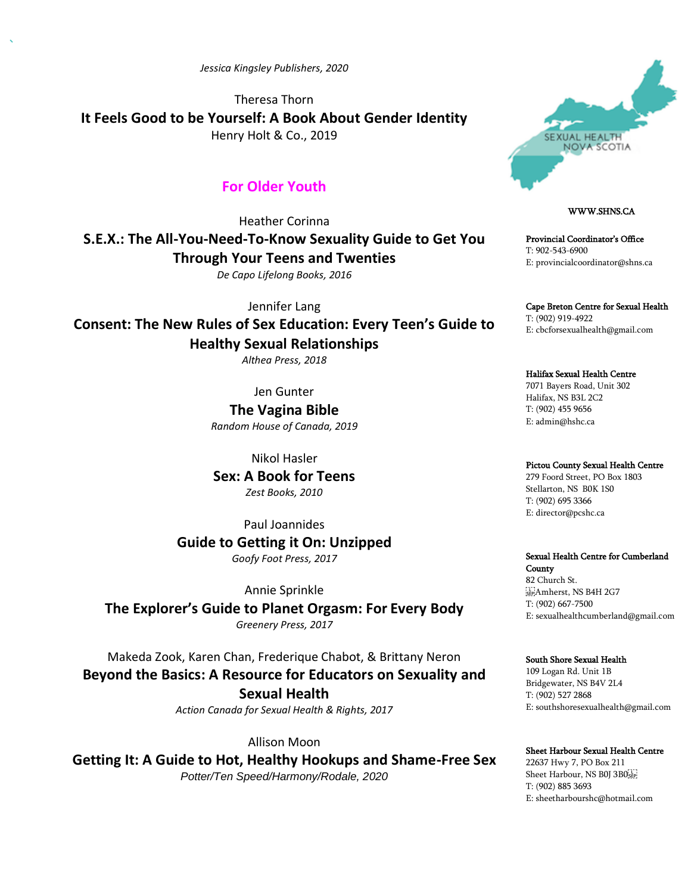*Jessica Kingsley Publishers, 2020*

Theresa Thorn
**It Feels Good to be Yourself: A Book About Gender Identity**
Henry Holt & Co., 2019

## For Older Youth

Heather Corinna
**S.E.X.: The All-You-Need-To-Know Sexuality Guide to Get You Through Your Teens and Twenties**
*De Capo Lifelong Books, 2016*

Jennifer Lang
**Consent: The New Rules of Sex Education: Every Teen's Guide to Healthy Sexual Relationships**
*Althea Press, 2018*

Jen Gunter
**The Vagina Bible**
*Random House of Canada, 2019*

Nikol Hasler
**Sex: A Book for Teens**
*Zest Books, 2010*

Paul Joannides
**Guide to Getting it On: Unzipped**
*Goofy Foot Press, 2017*

Annie Sprinkle
**The Explorer's Guide to Planet Orgasm: For Every Body**
*Greenery Press, 2017*

Makeda Zook, Karen Chan, Frederique Chabot, & Brittany Neron
**Beyond the Basics: A Resource for Educators on Sexuality and Sexual Health**
*Action Canada for Sexual Health & Rights, 2017*

Allison Moon
**Getting It: A Guide to Hot, Healthy Hookups and Shame-Free Sex**
*Potter/Ten Speed/Harmony/Rodale, 2020*

SEXUAL HEALTH NOVA SCOTIA

WWW.SHNS.CA

**Provincial Coordinator's Office**
T: 902-543-6900
E: provincialcoordinator@shns.ca

**Cape Breton Centre for Sexual Health**
T: (902) 919-4922
E: cbcforsexualhealth@gmail.com

**Halifax Sexual Health Centre**
7071 Bayers Road, Unit 302
Halifax, NS B3L 2C2
T: (902) 455 9656
E: admin@hshc.ca

**Pictou County Sexual Health Centre**
279 Foord Street, PO Box 1803
Stellarton, NS B0K 1S0
T: (902) 695 3366
E: director@pcshc.ca

**Sexual Health Centre for Cumberland County**
82 Church St.
Amherst, NS B4H 2G7
T: (902) 667-7500
E: sexualhealthcumberland@gmail.com

**South Shore Sexual Health**
109 Logan Rd. Unit 1B
Bridgewater, NS B4V 2L4
T: (902) 527 2868
E: southshoresexualhealth@gmail.com

**Sheet Harbour Sexual Health Centre**
22637 Hwy 7, PO Box 211
Sheet Harbour, NS B0J 3B0
T: (902) 885 3693
E: sheetharbourshc@hotmail.com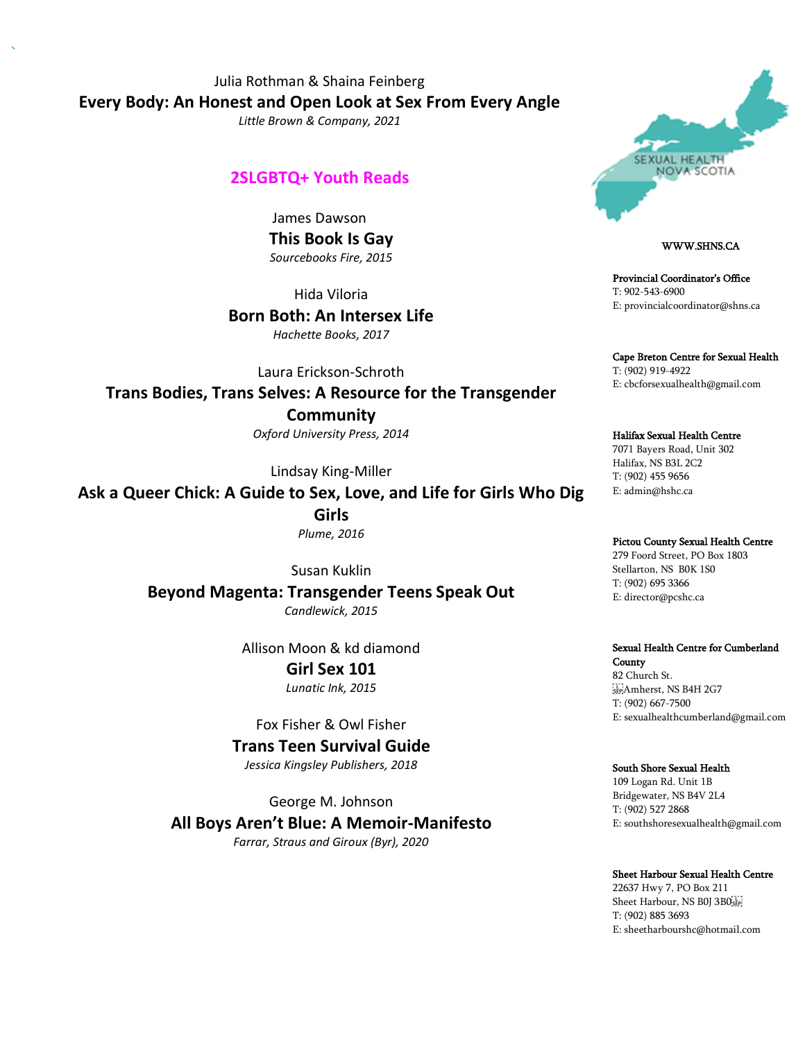Julia Rothman & Shaina Feinberg

**Every Body: An Honest and Open Look at Sex From Every Angle**

*Little Brown & Company, 2021*

## 2SLGBTQ+ Youth Reads

James Dawson

**This Book Is Gay**

*Sourcebooks Fire, 2015*

Hida Viloria

**Born Both: An Intersex Life**

*Hachette Books, 2017*

Laura Erickson-Schroth

**Trans Bodies, Trans Selves: A Resource for the Transgender Community**

*Oxford University Press, 2014*

Lindsay King-Miller

**Ask a Queer Chick: A Guide to Sex, Love, and Life for Girls Who Dig Girls**

*Plume, 2016*

Susan Kuklin

**Beyond Magenta: Transgender Teens Speak Out**

*Candlewick, 2015*

Allison Moon & kd diamond

**Girl Sex 101**

*Lunatic Ink, 2015*

Fox Fisher & Owl Fisher

**Trans Teen Survival Guide**

*Jessica Kingsley Publishers, 2018*

George M. Johnson

**All Boys Aren't Blue: A Memoir-Manifesto**

*Farrar, Straus and Giroux (Byr), 2020*

SEXUAL HEALTH NOVA SCOTIA

WWW.SHNS.CA

**Provincial Coordinator's Office**
T: 902-543-6900
E: provincialcoordinator@shns.ca

**Cape Breton Centre for Sexual Health**
T: (902) 919-4922
E: cbcforsexualhealth@gmail.com

**Halifax Sexual Health Centre**
7071 Bayers Road, Unit 302
Halifax, NS B3L 2C2
T: (902) 455 9656
E: admin@hshc.ca

**Pictou County Sexual Health Centre**
279 Foord Street, PO Box 1803
Stellarton, NS B0K 1S0
T: (902) 695 3366
E: director@pcshc.ca

**Sexual Health Centre for Cumberland County**
82 Church St.
Amherst, NS B4H 2G7
T: (902) 667-7500
E: sexualhealthcumberland@gmail.com

**South Shore Sexual Health**
109 Logan Rd. Unit 1B
Bridgewater, NS B4V 2L4
T: (902) 527 2868
E: southshoresexualhealth@gmail.com

**Sheet Harbour Sexual Health Centre**
22637 Hwy 7, PO Box 211
Sheet Harbour, NS B0J 3B0
T: (902) 885 3693
E: sheetharbourshc@hotmail.com